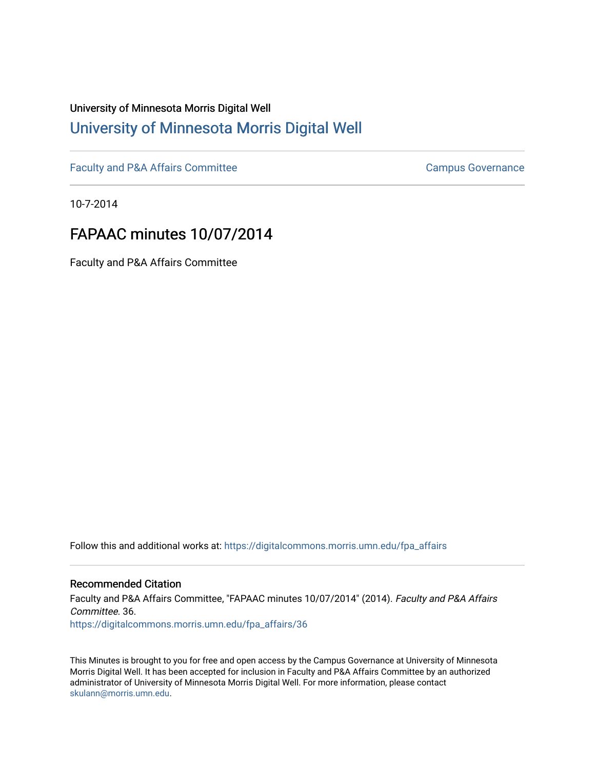University of Minnesota Morris Digital Well

# University of Minnesota Morris Digital Well

Faculty and P&A Affairs Committee | Campus Governance

10-7-2014

## FAPAAC minutes 10/07/2014

Faculty and P&A Affairs Committee

Follow this and additional works at: https://digitalcommons.morris.umn.edu/fpa_affairs

### Recommended Citation

Faculty and P&A Affairs Committee, "FAPAAC minutes 10/07/2014" (2014). *Faculty and P&A Affairs Committee*. 36.
https://digitalcommons.morris.umn.edu/fpa_affairs/36

This Minutes is brought to you for free and open access by the Campus Governance at University of Minnesota Morris Digital Well. It has been accepted for inclusion in Faculty and P&A Affairs Committee by an authorized administrator of University of Minnesota Morris Digital Well. For more information, please contact skulann@morris.umn.edu.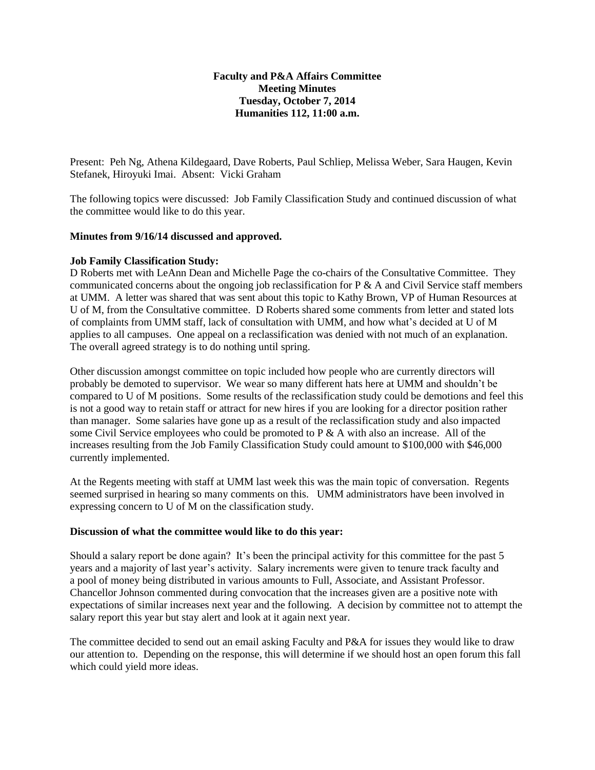**Faculty and P&A Affairs Committee**
**Meeting Minutes**
**Tuesday, October 7, 2014**
**Humanities 112, 11:00 a.m.**

Present: Peh Ng, Athena Kildegaard, Dave Roberts, Paul Schliep, Melissa Weber, Sara Haugen, Kevin Stefanek, Hiroyuki Imai. Absent: Vicki Graham

The following topics were discussed: Job Family Classification Study and continued discussion of what the committee would like to do this year.

**Minutes from 9/16/14 discussed and approved.**

**Job Family Classification Study:**
D Roberts met with LeAnn Dean and Michelle Page the co-chairs of the Consultative Committee. They communicated concerns about the ongoing job reclassification for P & A and Civil Service staff members at UMM. A letter was shared that was sent about this topic to Kathy Brown, VP of Human Resources at U of M, from the Consultative committee. D Roberts shared some comments from letter and stated lots of complaints from UMM staff, lack of consultation with UMM, and how what's decided at U of M applies to all campuses. One appeal on a reclassification was denied with not much of an explanation. The overall agreed strategy is to do nothing until spring.

Other discussion amongst committee on topic included how people who are currently directors will probably be demoted to supervisor. We wear so many different hats here at UMM and shouldn't be compared to U of M positions. Some results of the reclassification study could be demotions and feel this is not a good way to retain staff or attract for new hires if you are looking for a director position rather than manager. Some salaries have gone up as a result of the reclassification study and also impacted some Civil Service employees who could be promoted to P & A with also an increase. All of the increases resulting from the Job Family Classification Study could amount to $100,000 with $46,000 currently implemented.

At the Regents meeting with staff at UMM last week this was the main topic of conversation. Regents seemed surprised in hearing so many comments on this. UMM administrators have been involved in expressing concern to U of M on the classification study.

**Discussion of what the committee would like to do this year:**

Should a salary report be done again? It's been the principal activity for this committee for the past 5 years and a majority of last year's activity. Salary increments were given to tenure track faculty and a pool of money being distributed in various amounts to Full, Associate, and Assistant Professor. Chancellor Johnson commented during convocation that the increases given are a positive note with expectations of similar increases next year and the following. A decision by committee not to attempt the salary report this year but stay alert and look at it again next year.

The committee decided to send out an email asking Faculty and P&A for issues they would like to draw our attention to. Depending on the response, this will determine if we should host an open forum this fall which could yield more ideas.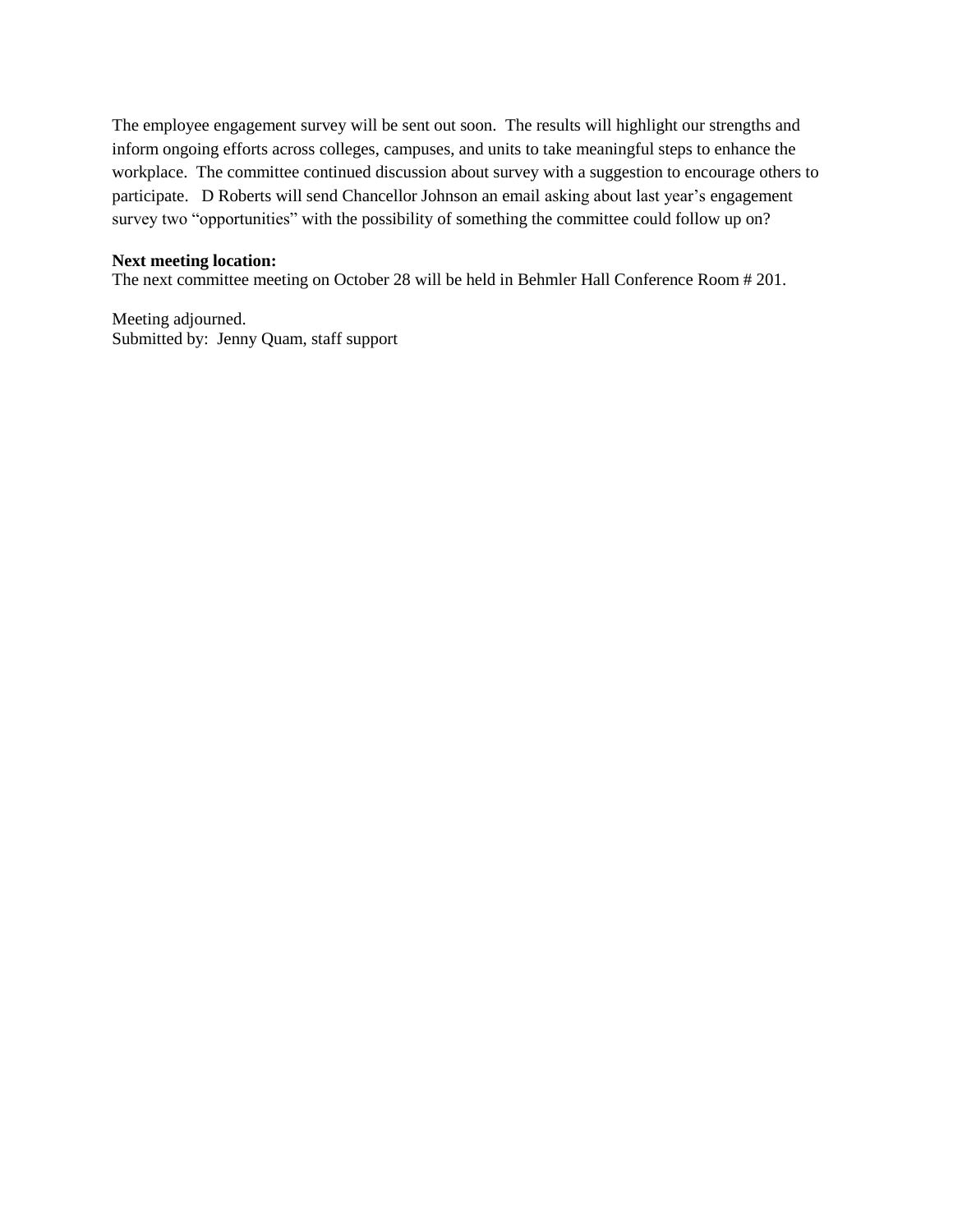The employee engagement survey will be sent out soon. The results will highlight our strengths and inform ongoing efforts across colleges, campuses, and units to take meaningful steps to enhance the workplace. The committee continued discussion about survey with a suggestion to encourage others to participate. D Roberts will send Chancellor Johnson an email asking about last year's engagement survey two "opportunities" with the possibility of something the committee could follow up on?

**Next meeting location:**
The next committee meeting on October 28 will be held in Behmler Hall Conference Room # 201.

Meeting adjourned.
Submitted by: Jenny Quam, staff support